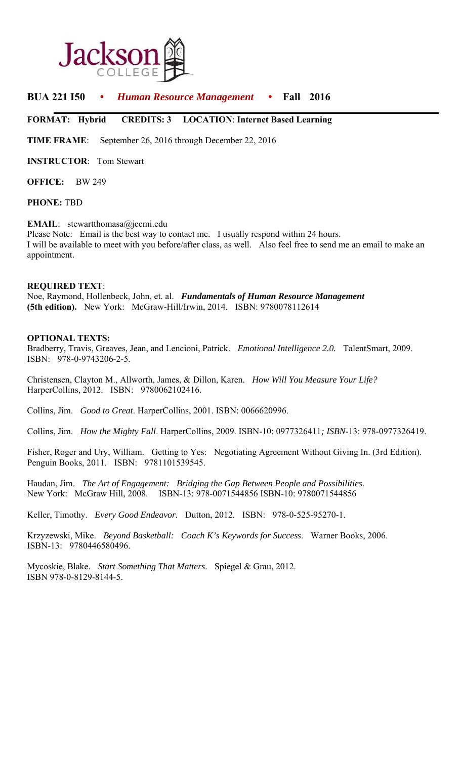Jackson COLLEGE

# BUA 221 I50 • *Human Resource Management* • Fall 2016

**FORMAT: Hybrid CREDITS: 3 LOCATION: Internet Based Learning**

**TIME FRAME**: September 26, 2016 through December 22, 2016

**INSTRUCTOR**: Tom Stewart

**OFFICE:** BW 249

**PHONE:** TBD

**EMAIL**: stewartthomasa@jccmi.edu
Please Note: Email is the best way to contact me. I usually respond within 24 hours.
I will be available to meet with you before/after class, as well. Also feel free to send me an email to make an appointment.

**REQUIRED TEXT**:
Noe, Raymond, Hollenbeck, John, et. al. ***Fundamentals of Human Resource Management* (5th edition).** New York: McGraw-Hill/Irwin, 2014. ISBN: 9780078112614

**OPTIONAL TEXTS:**

Bradberry, Travis, Greaves, Jean, and Lencioni, Patrick. *Emotional Intelligence 2.0.* TalentSmart, 2009. ISBN: 978-0-9743206-2-5.

Christensen, Clayton M., Allworth, James, & Dillon, Karen. *How Will You Measure Your Life?* HarperCollins, 2012. ISBN: 9780062102416.

Collins, Jim. *Good to Great*. HarperCollins, 2001. ISBN: 0066620996.

Collins, Jim. *How the Mighty Fall*. HarperCollins, 2009. ISBN-10: 0977326411*; ISBN*-13: 978-0977326419.

Fisher, Roger and Ury, William. Getting to Yes: Negotiating Agreement Without Giving In. (3rd Edition). Penguin Books, 2011. ISBN: 9781101539545.

Haudan, Jim. *The Art of Engagement: Bridging the Gap Between People and Possibilities.* New York: McGraw Hill, 2008. ISBN-13: 978-0071544856 ISBN-10: 9780071544856

Keller, Timothy. *Every Good Endeavor.* Dutton, 2012. ISBN: 978-0-525-95270-1.

Krzyzewski, Mike. *Beyond Basketball: Coach K's Keywords for Success*. Warner Books, 2006. ISBN-13: 9780446580496.

Mycoskie, Blake. *Start Something That Matters*. Spiegel & Grau, 2012. ISBN 978-0-8129-8144-5.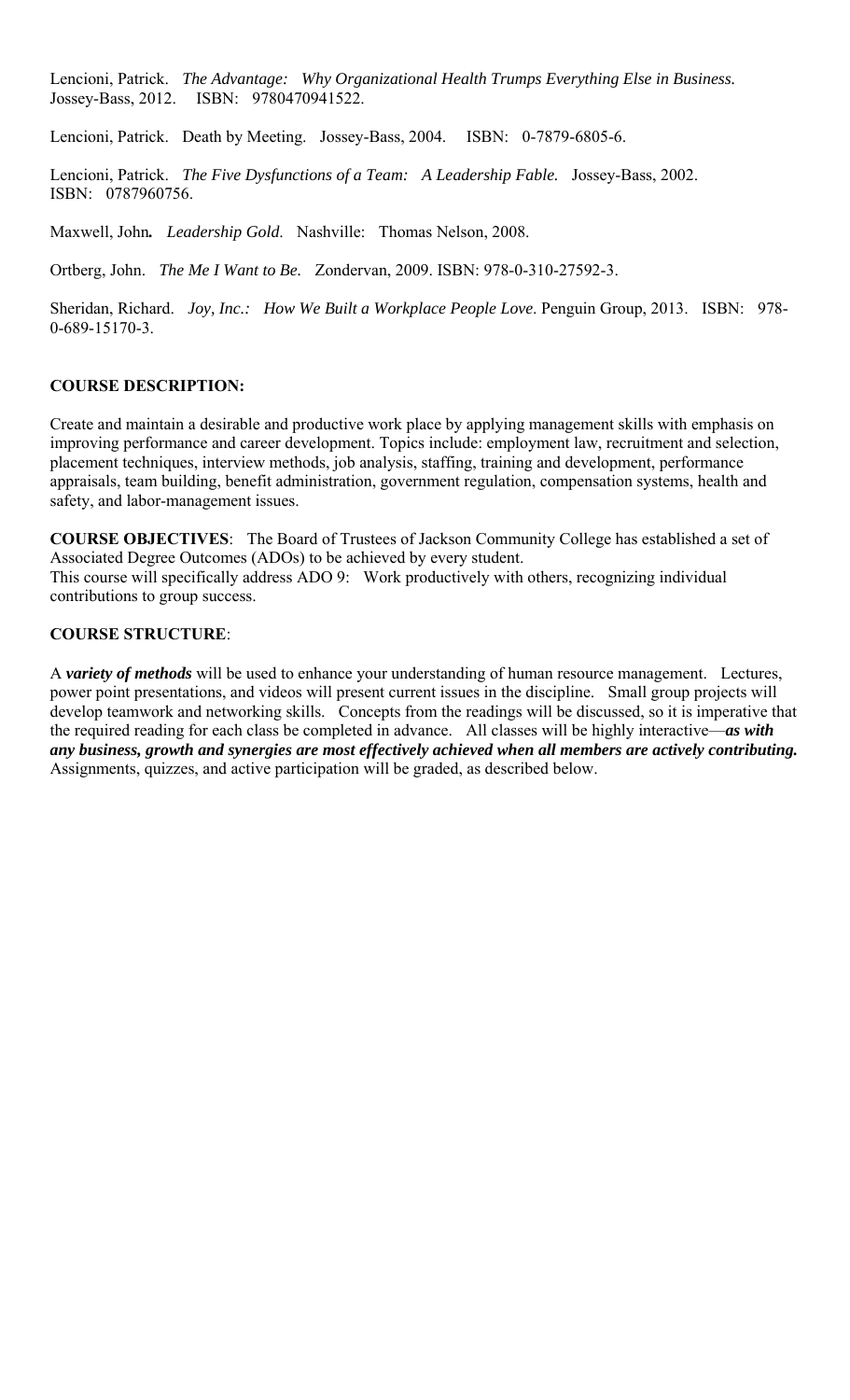Lencioni, Patrick. *The Advantage: Why Organizational Health Trumps Everything Else in Business.* Jossey-Bass, 2012. ISBN: 9780470941522.

Lencioni, Patrick. Death by Meeting. Jossey-Bass, 2004. ISBN: 0-7879-6805-6.

Lencioni, Patrick. *The Five Dysfunctions of a Team: A Leadership Fable.* Jossey-Bass, 2002. ISBN: 0787960756.

Maxwell, John***.*** *Leadership Gold*. Nashville: Thomas Nelson, 2008.

Ortberg, John. *The Me I Want to Be.* Zondervan, 2009. ISBN: 978-0-310-27592-3.

Sheridan, Richard. *Joy, Inc.: How We Built a Workplace People Love*. Penguin Group, 2013. ISBN: 978-0-689-15170-3.

**COURSE DESCRIPTION:**

Create and maintain a desirable and productive work place by applying management skills with emphasis on improving performance and career development. Topics include: employment law, recruitment and selection, placement techniques, interview methods, job analysis, staffing, training and development, performance appraisals, team building, benefit administration, government regulation, compensation systems, health and safety, and labor-management issues.

**COURSE OBJECTIVES**: The Board of Trustees of Jackson Community College has established a set of Associated Degree Outcomes (ADOs) to be achieved by every student.
This course will specifically address ADO 9: Work productively with others, recognizing individual contributions to group success.

**COURSE STRUCTURE**:

A ***variety of methods*** will be used to enhance your understanding of human resource management. Lectures, power point presentations, and videos will present current issues in the discipline. Small group projects will develop teamwork and networking skills. Concepts from the readings will be discussed, so it is imperative that the required reading for each class be completed in advance. All classes will be highly interactive—***as with any business, growth and synergies are most effectively achieved when all members are actively contributing.*** Assignments, quizzes, and active participation will be graded, as described below.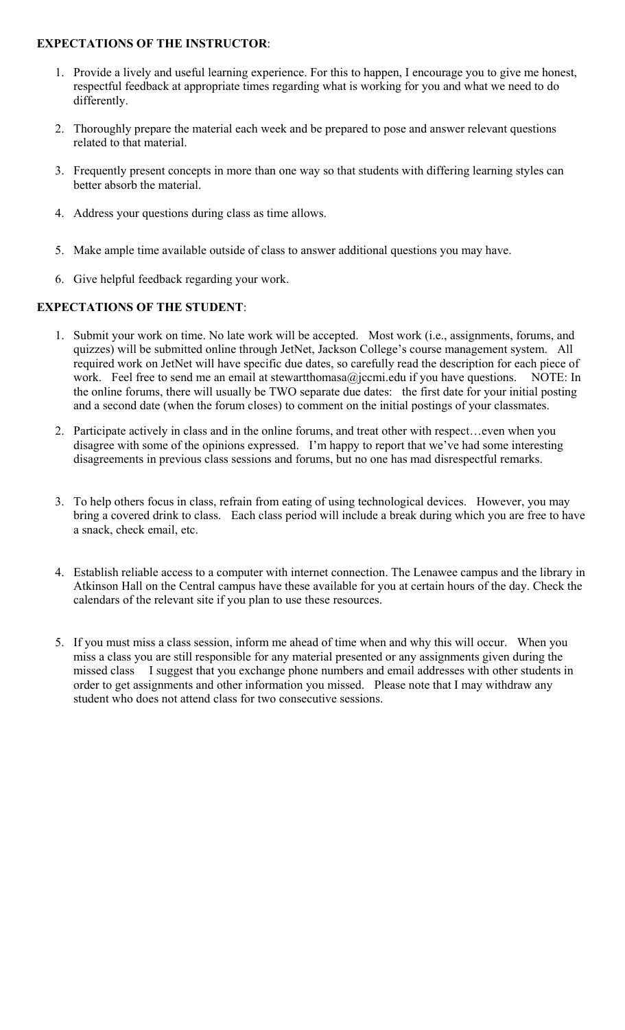**EXPECTATIONS OF THE INSTRUCTOR**:

1. Provide a lively and useful learning experience. For this to happen, I encourage you to give me honest, respectful feedback at appropriate times regarding what is working for you and what we need to do differently.

2. Thoroughly prepare the material each week and be prepared to pose and answer relevant questions related to that material.

3. Frequently present concepts in more than one way so that students with differing learning styles can better absorb the material.

4. Address your questions during class as time allows.

5. Make ample time available outside of class to answer additional questions you may have.

6. Give helpful feedback regarding your work.

**EXPECTATIONS OF THE STUDENT**:

1. Submit your work on time. No late work will be accepted. Most work (i.e., assignments, forums, and quizzes) will be submitted online through JetNet, Jackson College's course management system. All required work on JetNet will have specific due dates, so carefully read the description for each piece of work. Feel free to send me an email at stewartthomasa@jccmi.edu if you have questions. NOTE: In the online forums, there will usually be TWO separate due dates: the first date for your initial posting and a second date (when the forum closes) to comment on the initial postings of your classmates.

2. Participate actively in class and in the online forums, and treat other with respect…even when you disagree with some of the opinions expressed. I'm happy to report that we've had some interesting disagreements in previous class sessions and forums, but no one has mad disrespectful remarks.

3. To help others focus in class, refrain from eating of using technological devices. However, you may bring a covered drink to class. Each class period will include a break during which you are free to have a snack, check email, etc.

4. Establish reliable access to a computer with internet connection. The Lenawee campus and the library in Atkinson Hall on the Central campus have these available for you at certain hours of the day. Check the calendars of the relevant site if you plan to use these resources.

5. If you must miss a class session, inform me ahead of time when and why this will occur. When you miss a class you are still responsible for any material presented or any assignments given during the missed class I suggest that you exchange phone numbers and email addresses with other students in order to get assignments and other information you missed. Please note that I may withdraw any student who does not attend class for two consecutive sessions.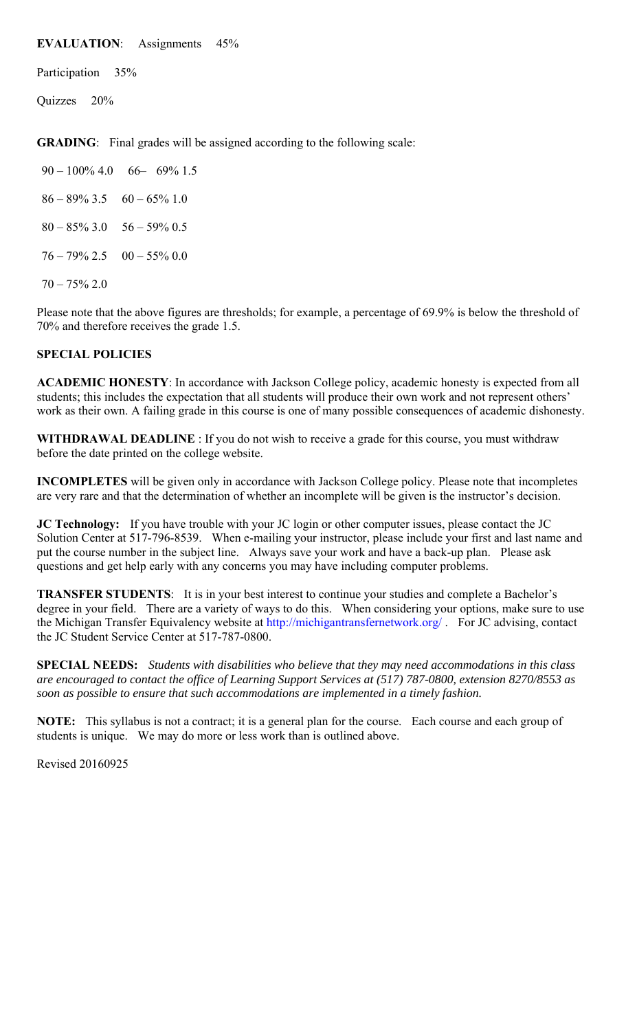**EVALUATION**: Assignments 45%

Participation 35%

Quizzes 20%

**GRADING**: Final grades will be assigned according to the following scale:

| | | | |
|---|---|---|---|
| 90 – 100% | 4.0 | 66– 69% | 1.5 |
| 86 – 89% | 3.5 | 60 – 65% | 1.0 |
| 80 – 85% | 3.0 | 56 – 59% | 0.5 |
| 76 – 79% | 2.5 | 00 – 55% | 0.0 |
| 70 – 75% | 2.0 | | |

Please note that the above figures are thresholds; for example, a percentage of 69.9% is below the threshold of 70% and therefore receives the grade 1.5.

**SPECIAL POLICIES**

**ACADEMIC HONESTY**: In accordance with Jackson College policy, academic honesty is expected from all students; this includes the expectation that all students will produce their own work and not represent others' work as their own. A failing grade in this course is one of many possible consequences of academic dishonesty.

**WITHDRAWAL DEADLINE** : If you do not wish to receive a grade for this course, you must withdraw before the date printed on the college website.

**INCOMPLETES** will be given only in accordance with Jackson College policy. Please note that incompletes are very rare and that the determination of whether an incomplete will be given is the instructor's decision.

**JC Technology:** If you have trouble with your JC login or other computer issues, please contact the JC Solution Center at 517-796-8539. When e-mailing your instructor, please include your first and last name and put the course number in the subject line. Always save your work and have a back-up plan. Please ask questions and get help early with any concerns you may have including computer problems.

**TRANSFER STUDENTS**: It is in your best interest to continue your studies and complete a Bachelor's degree in your field. There are a variety of ways to do this. When considering your options, make sure to use the Michigan Transfer Equivalency website at http://michigantransfernetwork.org/ . For JC advising, contact the JC Student Service Center at 517-787-0800.

**SPECIAL NEEDS:** *Students with disabilities who believe that they may need accommodations in this class are encouraged to contact the office of Learning Support Services at (517) 787-0800, extension 8270/8553 as soon as possible to ensure that such accommodations are implemented in a timely fashion.*

**NOTE:** This syllabus is not a contract; it is a general plan for the course. Each course and each group of students is unique. We may do more or less work than is outlined above.

Revised 20160925